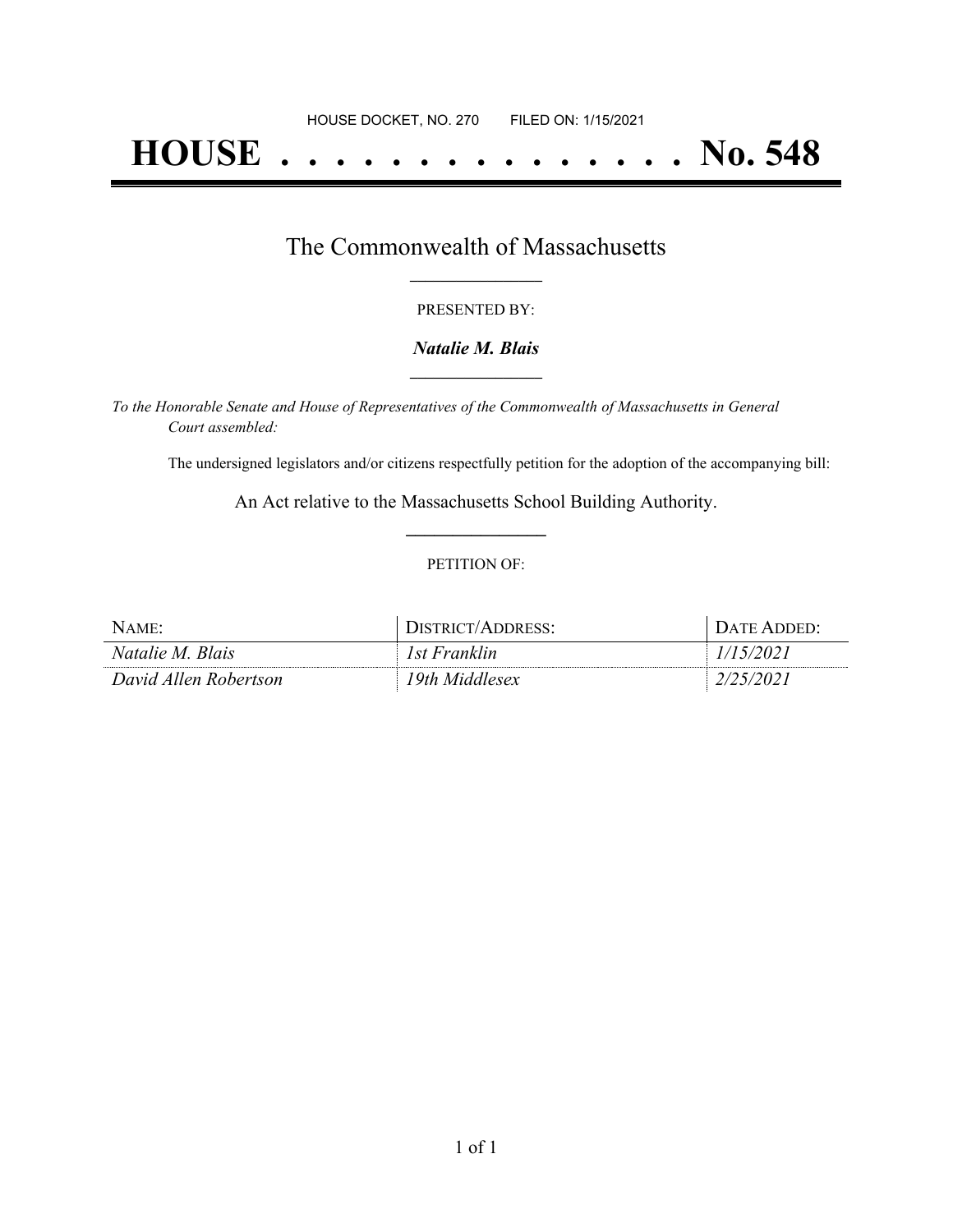HOUSE DOCKET, NO. 270 FILED ON: 1/15/2021

# HOUSE . . . . . . . . . . . . . . . No. 548

## The Commonwealth of Massachusetts

PRESENTED BY:

***Natalie M. Blais***

*To the Honorable Senate and House of Representatives of the Commonwealth of Massachusetts in General Court assembled:*

The undersigned legislators and/or citizens respectfully petition for the adoption of the accompanying bill:

An Act relative to the Massachusetts School Building Authority.

PETITION OF:

| NAME: | DISTRICT/ADDRESS: | DATE ADDED: |
| --- | --- | --- |
| *Natalie M. Blais* | *1st Franklin* | *1/15/2021* |
| *David Allen Robertson* | *19th Middlesex* | *2/25/2021* |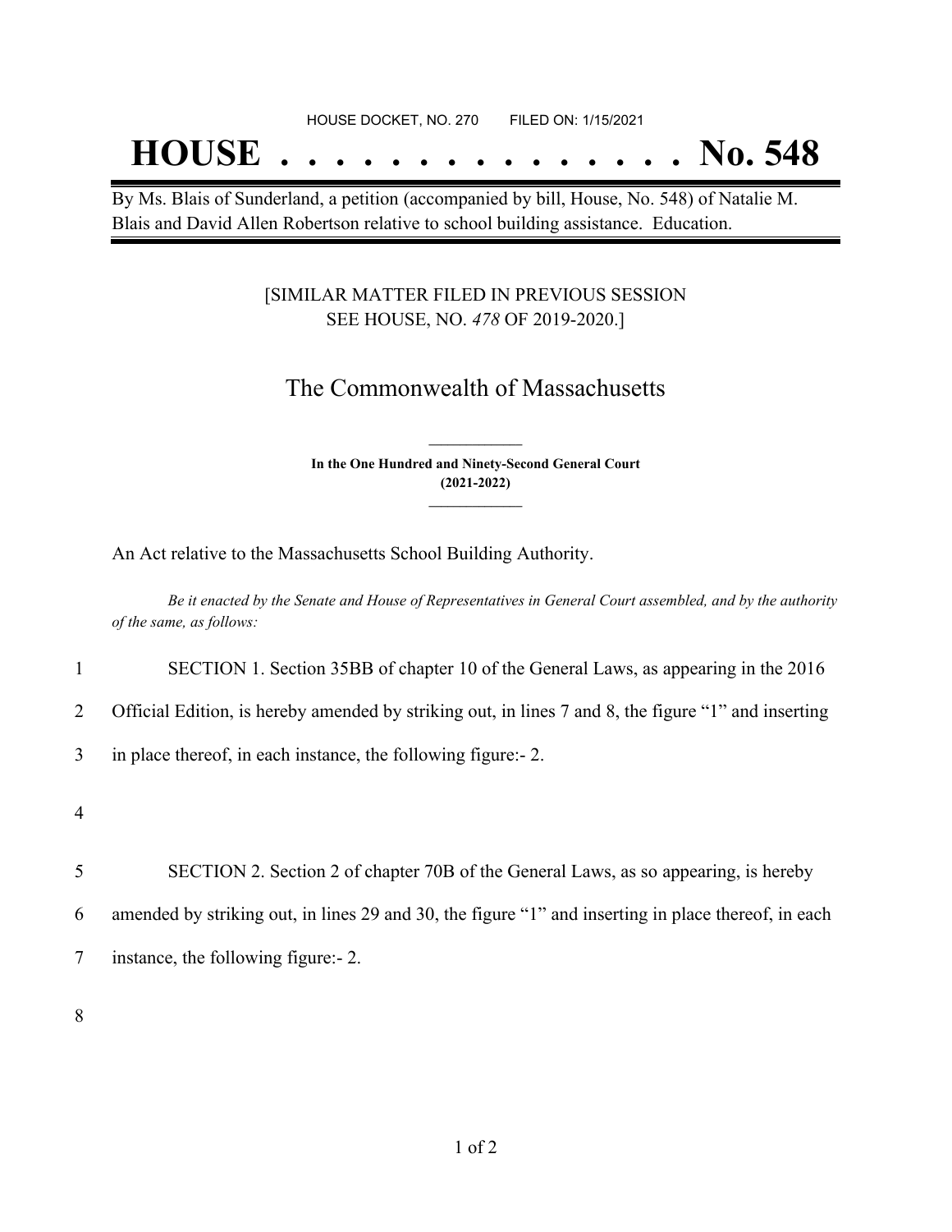HOUSE DOCKET, NO. 270 FILED ON: 1/15/2021

# HOUSE . . . . . . . . . . . . . . . No. 548

By Ms. Blais of Sunderland, a petition (accompanied by bill, House, No. 548) of Natalie M. Blais and David Allen Robertson relative to school building assistance. Education.

[SIMILAR MATTER FILED IN PREVIOUS SESSION SEE HOUSE, NO. *478* OF 2019-2020.]

## The Commonwealth of Massachusetts

**In the One Hundred and Ninety-Second General Court (2021-2022)**

An Act relative to the Massachusetts School Building Authority.

*Be it enacted by the Senate and House of Representatives in General Court assembled, and by the authority of the same, as follows:*

1 SECTION 1. Section 35BB of chapter 10 of the General Laws, as appearing in the 2016
2 Official Edition, is hereby amended by striking out, in lines 7 and 8, the figure "1" and inserting
3 in place thereof, in each instance, the following figure:- 2.

4

5 SECTION 2. Section 2 of chapter 70B of the General Laws, as so appearing, is hereby
6 amended by striking out, in lines 29 and 30, the figure "1" and inserting in place thereof, in each
7 instance, the following figure:- 2.

8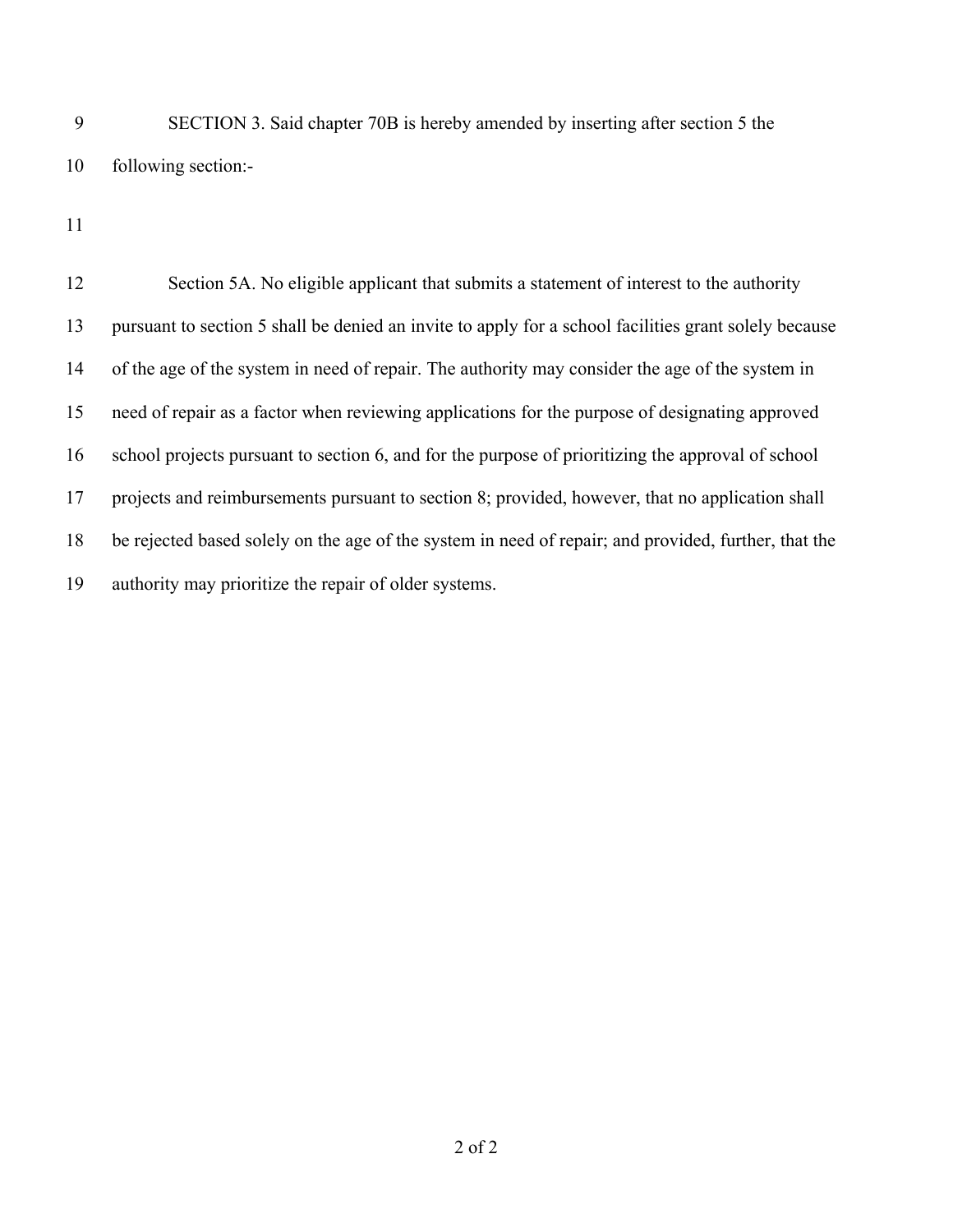SECTION 3. Said chapter 70B is hereby amended by inserting after section 5 the following section:-

Section 5A. No eligible applicant that submits a statement of interest to the authority pursuant to section 5 shall be denied an invite to apply for a school facilities grant solely because of the age of the system in need of repair. The authority may consider the age of the system in need of repair as a factor when reviewing applications for the purpose of designating approved school projects pursuant to section 6, and for the purpose of prioritizing the approval of school projects and reimbursements pursuant to section 8; provided, however, that no application shall be rejected based solely on the age of the system in need of repair; and provided, further, that the authority may prioritize the repair of older systems.